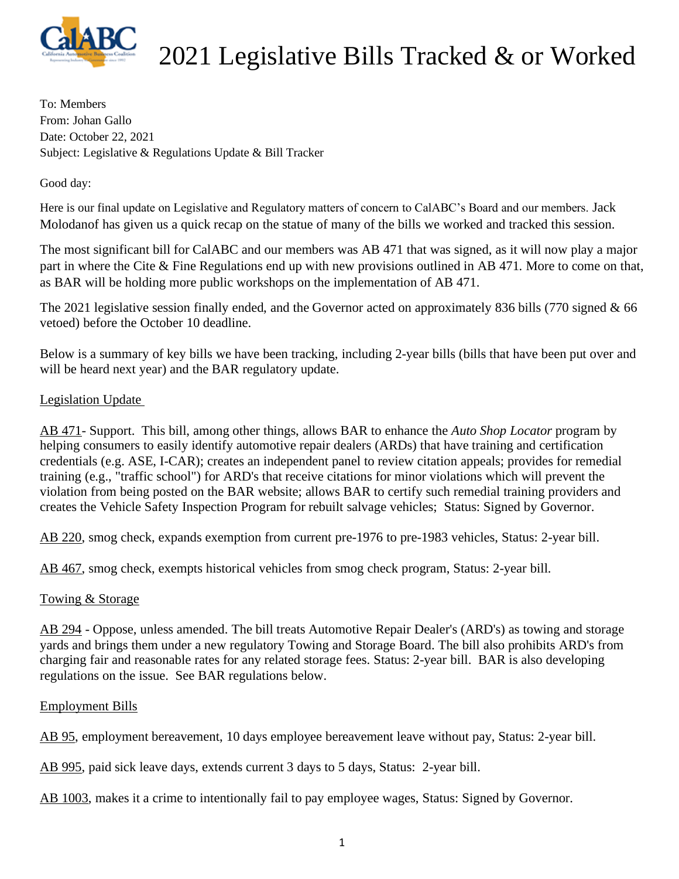# 2021 Legislative Bills Tracked & or Worked

To: Members
From: Johan Gallo
Date: October 22, 2021
Subject: Legislative & Regulations Update & Bill Tracker

Good day:

Here is our final update on Legislative and Regulatory matters of concern to CalABC's Board and our members. Jack Molodanof has given us a quick recap on the statue of many of the bills we worked and tracked this session.

The most significant bill for CalABC and our members was AB 471 that was signed, as it will now play a major part in where the Cite & Fine Regulations end up with new provisions outlined in AB 471. More to come on that, as BAR will be holding more public workshops on the implementation of AB 471.

The 2021 legislative session finally ended, and the Governor acted on approximately 836 bills (770 signed & 66 vetoed) before the October 10 deadline.

Below is a summary of key bills we have been tracking, including 2-year bills (bills that have been put over and will be heard next year) and the BAR regulatory update.

<u>Legislation Update</u>

<u>AB 471</u>- Support. This bill, among other things, allows BAR to enhance the *Auto Shop Locator* program by helping consumers to easily identify automotive repair dealers (ARDs) that have training and certification credentials (e.g. ASE, I-CAR); creates an independent panel to review citation appeals; provides for remedial training (e.g., "traffic school") for ARD's that receive citations for minor violations which will prevent the violation from being posted on the BAR website; allows BAR to certify such remedial training providers and creates the Vehicle Safety Inspection Program for rebuilt salvage vehicles; Status: Signed by Governor.

<u>AB 220</u>, smog check, expands exemption from current pre-1976 to pre-1983 vehicles, Status: 2-year bill.

<u>AB 467</u>, smog check, exempts historical vehicles from smog check program, Status: 2-year bill.

<u>Towing & Storage</u>

<u>AB 294</u> - Oppose, unless amended. The bill treats Automotive Repair Dealer's (ARD's) as towing and storage yards and brings them under a new regulatory Towing and Storage Board. The bill also prohibits ARD's from charging fair and reasonable rates for any related storage fees. Status: 2-year bill. BAR is also developing regulations on the issue. See BAR regulations below.

<u>Employment Bills</u>

<u>AB 95</u>, employment bereavement, 10 days employee bereavement leave without pay, Status: 2-year bill.

<u>AB 995</u>, paid sick leave days, extends current 3 days to 5 days, Status: 2-year bill.

<u>AB 1003</u>, makes it a crime to intentionally fail to pay employee wages, Status: Signed by Governor.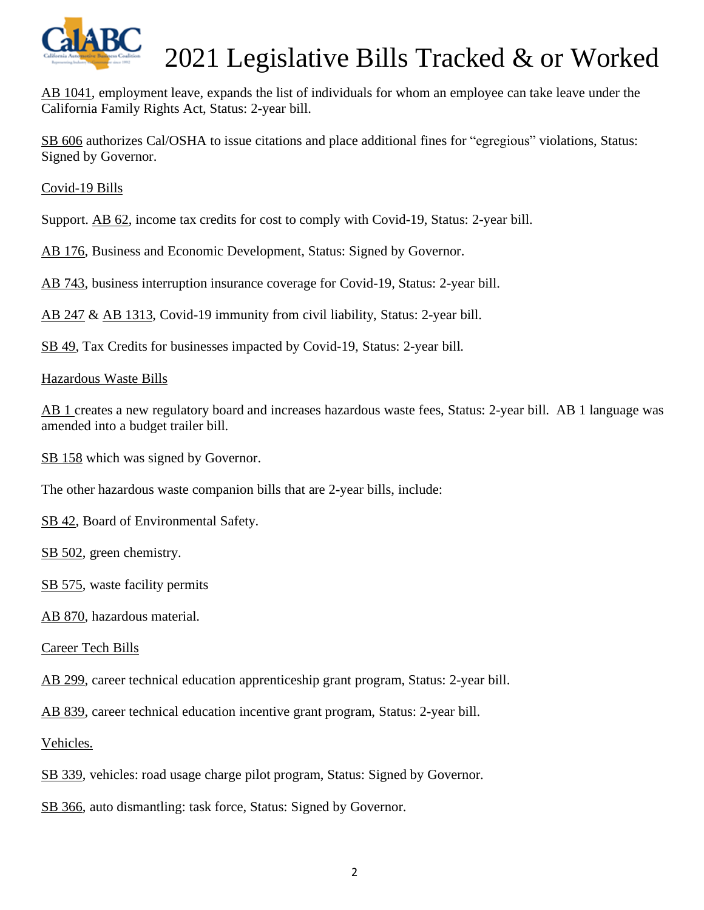# 2021 Legislative Bills Tracked & or Worked

AB 1041, employment leave, expands the list of individuals for whom an employee can take leave under the California Family Rights Act, Status: 2-year bill.

SB 606 authorizes Cal/OSHA to issue citations and place additional fines for "egregious" violations, Status: Signed by Governor.

Covid-19 Bills

Support. AB 62, income tax credits for cost to comply with Covid-19, Status: 2-year bill.

AB 176, Business and Economic Development, Status: Signed by Governor.

AB 743, business interruption insurance coverage for Covid-19, Status: 2-year bill.

AB 247 & AB 1313, Covid-19 immunity from civil liability, Status: 2-year bill.

SB 49, Tax Credits for businesses impacted by Covid-19, Status: 2-year bill.

Hazardous Waste Bills

AB 1 creates a new regulatory board and increases hazardous waste fees, Status: 2-year bill. AB 1 language was amended into a budget trailer bill.

SB 158 which was signed by Governor.

The other hazardous waste companion bills that are 2-year bills, include:

SB 42, Board of Environmental Safety.

SB 502, green chemistry.

SB 575, waste facility permits

AB 870, hazardous material.

Career Tech Bills

AB 299, career technical education apprenticeship grant program, Status: 2-year bill.

AB 839, career technical education incentive grant program, Status: 2-year bill.

Vehicles.

SB 339, vehicles: road usage charge pilot program, Status: Signed by Governor.

SB 366, auto dismantling: task force, Status: Signed by Governor.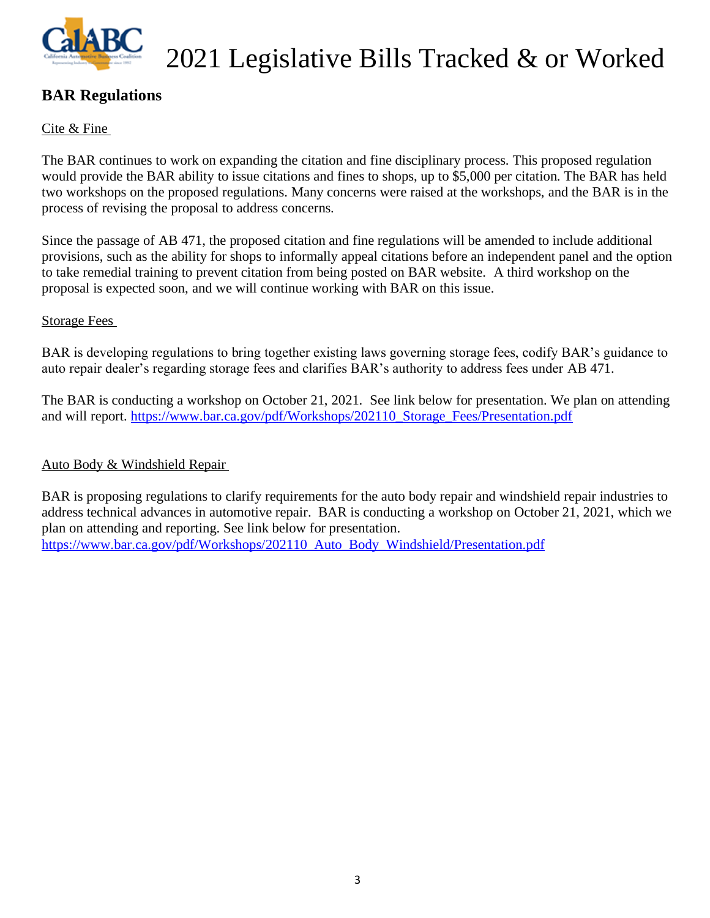# 2021 Legislative Bills Tracked & or Worked

## BAR Regulations

Cite & Fine

The BAR continues to work on expanding the citation and fine disciplinary process. This proposed regulation would provide the BAR ability to issue citations and fines to shops, up to $5,000 per citation. The BAR has held two workshops on the proposed regulations. Many concerns were raised at the workshops, and the BAR is in the process of revising the proposal to address concerns.

Since the passage of AB 471, the proposed citation and fine regulations will be amended to include additional provisions, such as the ability for shops to informally appeal citations before an independent panel and the option to take remedial training to prevent citation from being posted on BAR website. A third workshop on the proposal is expected soon, and we will continue working with BAR on this issue.

Storage Fees

BAR is developing regulations to bring together existing laws governing storage fees, codify BAR's guidance to auto repair dealer's regarding storage fees and clarifies BAR's authority to address fees under AB 471.

The BAR is conducting a workshop on October 21, 2021. See link below for presentation. We plan on attending and will report. https://www.bar.ca.gov/pdf/Workshops/202110_Storage_Fees/Presentation.pdf

Auto Body & Windshield Repair

BAR is proposing regulations to clarify requirements for the auto body repair and windshield repair industries to address technical advances in automotive repair. BAR is conducting a workshop on October 21, 2021, which we plan on attending and reporting. See link below for presentation.
https://www.bar.ca.gov/pdf/Workshops/202110_Auto_Body_Windshield/Presentation.pdf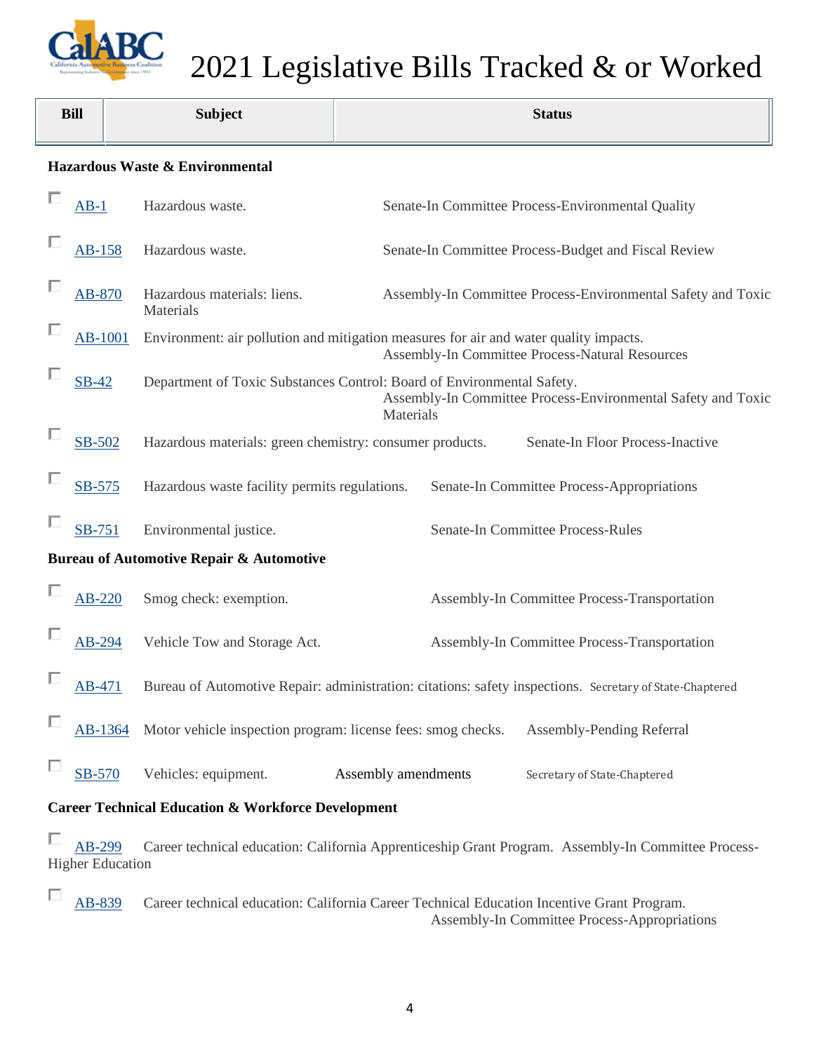# 2021 Legislative Bills Tracked & or Worked

| Bill | Subject | Status |
|---|---|---|
| **Hazardous Waste & Environmental** | | |
| AB-1 | Hazardous waste. | Senate-In Committee Process-Environmental Quality |
| AB-158 | Hazardous waste. | Senate-In Committee Process-Budget and Fiscal Review |
| AB-870 | Hazardous materials: liens. | Assembly-In Committee Process-Environmental Safety and Toxic Materials |
| AB-1001 | Environment: air pollution and mitigation measures for air and water quality impacts. | Assembly-In Committee Process-Natural Resources |
| SB-42 | Department of Toxic Substances Control: Board of Environmental Safety. | Assembly-In Committee Process-Environmental Safety and Toxic Materials |
| SB-502 | Hazardous materials: green chemistry: consumer products. | Senate-In Floor Process-Inactive |
| SB-575 | Hazardous waste facility permits regulations. | Senate-In Committee Process-Appropriations |
| SB-751 | Environmental justice. | Senate-In Committee Process-Rules |
| **Bureau of Automotive Repair & Automotive** | | |
| AB-220 | Smog check: exemption. | Assembly-In Committee Process-Transportation |
| AB-294 | Vehicle Tow and Storage Act. | Assembly-In Committee Process-Transportation |
| AB-471 | Bureau of Automotive Repair: administration: citations: safety inspections. | Secretary of State-Chaptered |
| AB-1364 | Motor vehicle inspection program: license fees: smog checks. | Assembly-Pending Referral |
| SB-570 | Vehicles: equipment. Assembly amendments | Secretary of State-Chaptered |
| **Career Technical Education & Workforce Development** | | |
| AB-299 | Career technical education: California Apprenticeship Grant Program. | Assembly-In Committee Process-Higher Education |
| AB-839 | Career technical education: California Career Technical Education Incentive Grant Program. | Assembly-In Committee Process-Appropriations |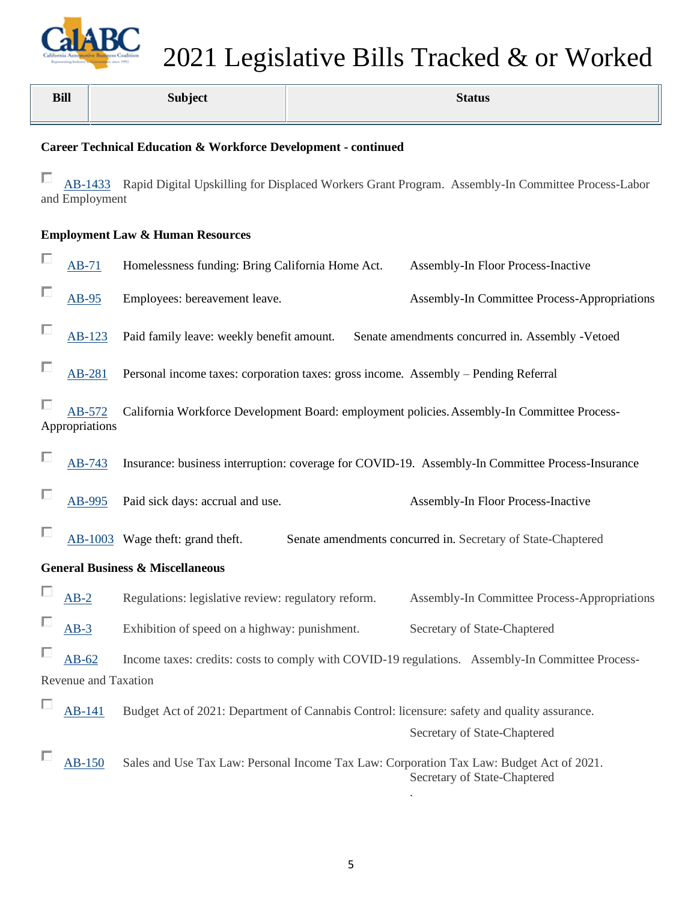# 2021 Legislative Bills Tracked & or Worked

| Bill | Subject | Status |
|---|---|---|

**Career Technical Education & Workforce Development - continued**

| Bill | Subject | Status |
|---|---|---|
| AB-1433 | Rapid Digital Upskilling for Displaced Workers Grant Program. | Assembly-In Committee Process-Labor and Employment |

**Employment Law & Human Resources**

| Bill | Subject | Status |
|---|---|---|
| AB-71 | Homelessness funding: Bring California Home Act. | Assembly-In Floor Process-Inactive |
| AB-95 | Employees: bereavement leave. | Assembly-In Committee Process-Appropriations |
| AB-123 | Paid family leave: weekly benefit amount. | Senate amendments concurred in. Assembly -Vetoed |
| AB-281 | Personal income taxes: corporation taxes: gross income. | Assembly – Pending Referral |
| AB-572 | California Workforce Development Board: employment policies. | Assembly-In Committee Process-Appropriations |
| AB-743 | Insurance: business interruption: coverage for COVID-19. | Assembly-In Committee Process-Insurance |
| AB-995 | Paid sick days: accrual and use. | Assembly-In Floor Process-Inactive |
| AB-1003 | Wage theft: grand theft. | Senate amendments concurred in. Secretary of State-Chaptered |

**General Business & Miscellaneous**

| Bill | Subject | Status |
|---|---|---|
| AB-2 | Regulations: legislative review: regulatory reform. | Assembly-In Committee Process-Appropriations |
| AB-3 | Exhibition of speed on a highway: punishment. | Secretary of State-Chaptered |
| AB-62 | Income taxes: credits: costs to comply with COVID-19 regulations. | Assembly-In Committee Process-Revenue and Taxation |
| AB-141 | Budget Act of 2021: Department of Cannabis Control: licensure: safety and quality assurance. | Secretary of State-Chaptered |
| AB-150 | Sales and Use Tax Law: Personal Income Tax Law: Corporation Tax Law: Budget Act of 2021. | Secretary of State-Chaptered |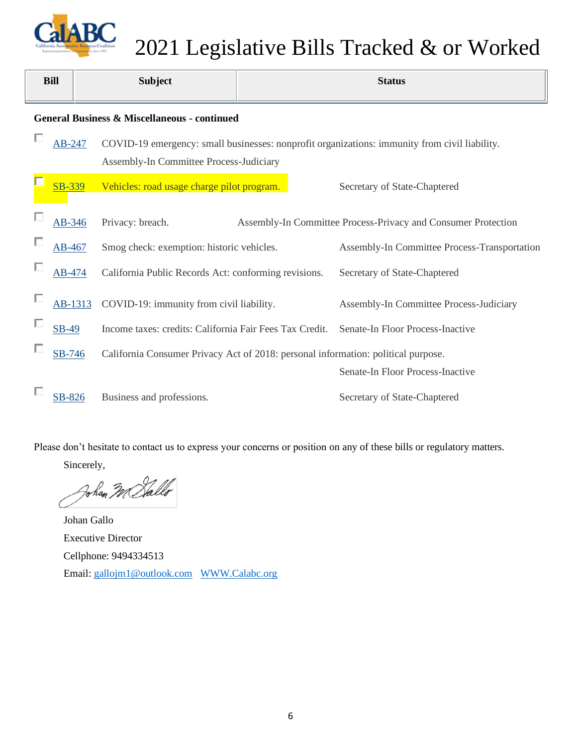# 2021 Legislative Bills Tracked & or Worked

| Bill | Subject | Status |
|---|---|---|
| **General Business & Miscellaneous - continued** | | |
| AB-247 | COVID-19 emergency: small businesses: nonprofit organizations: immunity from civil liability. | Assembly-In Committee Process-Judiciary |
| SB-339 | Vehicles: road usage charge pilot program. | Secretary of State-Chaptered |
| AB-346 | Privacy: breach. | Assembly-In Committee Process-Privacy and Consumer Protection |
| AB-467 | Smog check: exemption: historic vehicles. | Assembly-In Committee Process-Transportation |
| AB-474 | California Public Records Act: conforming revisions. | Secretary of State-Chaptered |
| AB-1313 | COVID-19: immunity from civil liability. | Assembly-In Committee Process-Judiciary |
| SB-49 | Income taxes: credits: California Fair Fees Tax Credit. | Senate-In Floor Process-Inactive |
| SB-746 | California Consumer Privacy Act of 2018: personal information: political purpose. | Senate-In Floor Process-Inactive |
| SB-826 | Business and professions. | Secretary of State-Chaptered |

Please don't hesitate to contact us to express your concerns or position on any of these bills or regulatory matters.

Sincerely,

Johan Gallo
Executive Director
Cellphone: 9494334513
Email: gallojm1@outlook.com WWW.Calabc.org